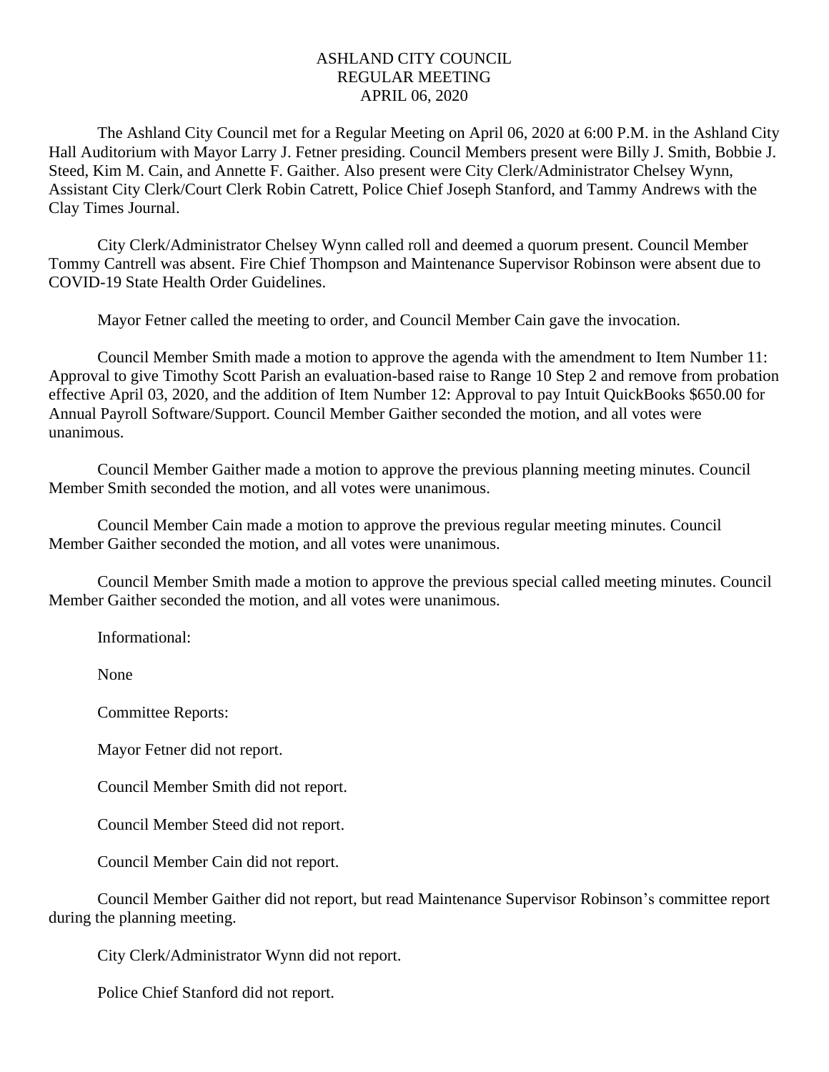# ASHLAND CITY COUNCIL
## REGULAR MEETING
## APRIL 06, 2020

The Ashland City Council met for a Regular Meeting on April 06, 2020 at 6:00 P.M. in the Ashland City Hall Auditorium with Mayor Larry J. Fetner presiding. Council Members present were Billy J. Smith, Bobbie J. Steed, Kim M. Cain, and Annette F. Gaither. Also present were City Clerk/Administrator Chelsey Wynn, Assistant City Clerk/Court Clerk Robin Catrett, Police Chief Joseph Stanford, and Tammy Andrews with the Clay Times Journal.

City Clerk/Administrator Chelsey Wynn called roll and deemed a quorum present. Council Member Tommy Cantrell was absent. Fire Chief Thompson and Maintenance Supervisor Robinson were absent due to COVID-19 State Health Order Guidelines.

Mayor Fetner called the meeting to order, and Council Member Cain gave the invocation.

Council Member Smith made a motion to approve the agenda with the amendment to Item Number 11: Approval to give Timothy Scott Parish an evaluation-based raise to Range 10 Step 2 and remove from probation effective April 03, 2020, and the addition of Item Number 12: Approval to pay Intuit QuickBooks $650.00 for Annual Payroll Software/Support. Council Member Gaither seconded the motion, and all votes were unanimous.

Council Member Gaither made a motion to approve the previous planning meeting minutes. Council Member Smith seconded the motion, and all votes were unanimous.

Council Member Cain made a motion to approve the previous regular meeting minutes. Council Member Gaither seconded the motion, and all votes were unanimous.

Council Member Smith made a motion to approve the previous special called meeting minutes. Council Member Gaither seconded the motion, and all votes were unanimous.

Informational:

None

Committee Reports:

Mayor Fetner did not report.

Council Member Smith did not report.

Council Member Steed did not report.

Council Member Cain did not report.

Council Member Gaither did not report, but read Maintenance Supervisor Robinson's committee report during the planning meeting.

City Clerk/Administrator Wynn did not report.

Police Chief Stanford did not report.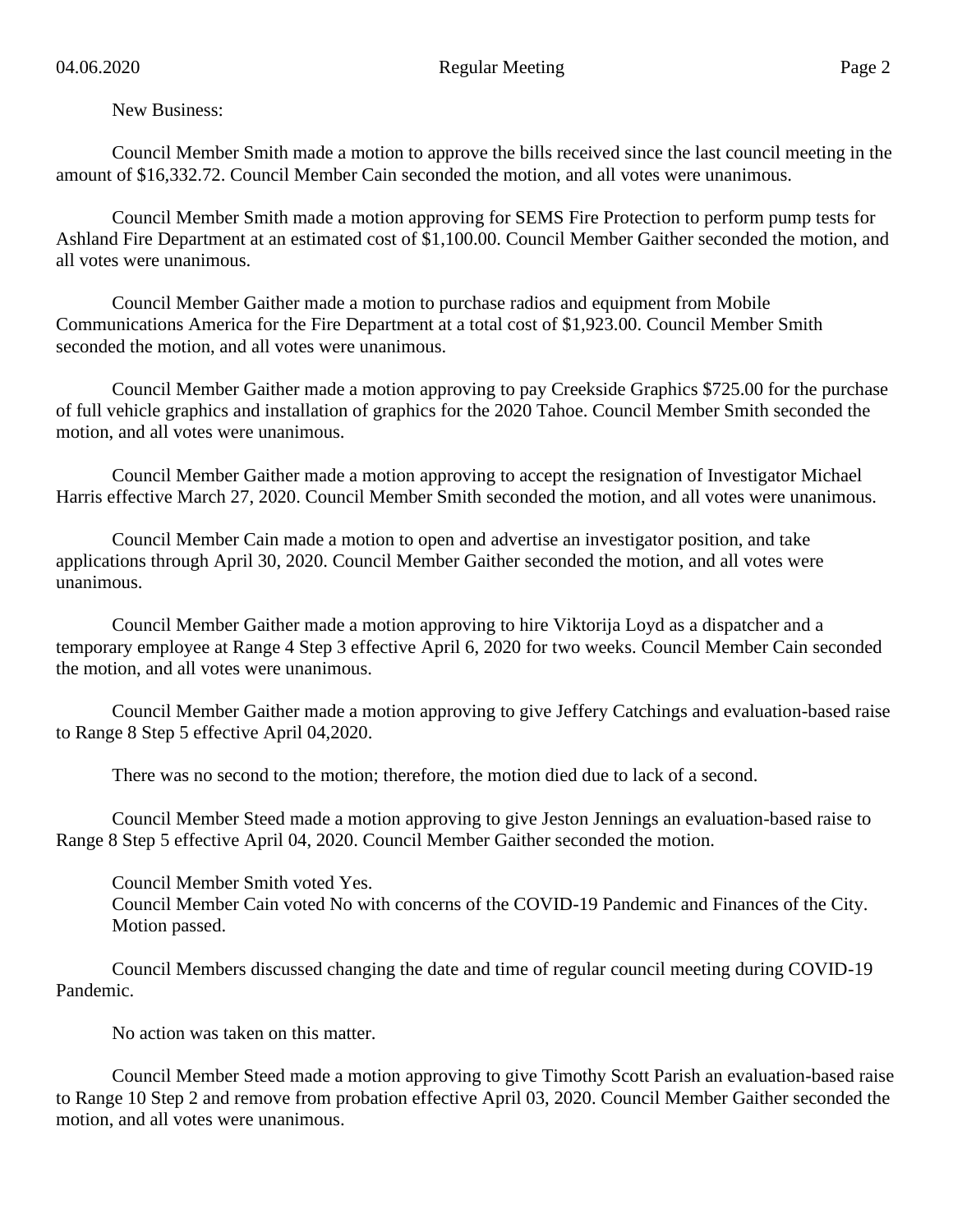New Business:

Council Member Smith made a motion to approve the bills received since the last council meeting in the amount of $16,332.72. Council Member Cain seconded the motion, and all votes were unanimous.

Council Member Smith made a motion approving for SEMS Fire Protection to perform pump tests for Ashland Fire Department at an estimated cost of $1,100.00. Council Member Gaither seconded the motion, and all votes were unanimous.

Council Member Gaither made a motion to purchase radios and equipment from Mobile Communications America for the Fire Department at a total cost of $1,923.00. Council Member Smith seconded the motion, and all votes were unanimous.

Council Member Gaither made a motion approving to pay Creekside Graphics $725.00 for the purchase of full vehicle graphics and installation of graphics for the 2020 Tahoe. Council Member Smith seconded the motion, and all votes were unanimous.

Council Member Gaither made a motion approving to accept the resignation of Investigator Michael Harris effective March 27, 2020. Council Member Smith seconded the motion, and all votes were unanimous.

Council Member Cain made a motion to open and advertise an investigator position, and take applications through April 30, 2020. Council Member Gaither seconded the motion, and all votes were unanimous.

Council Member Gaither made a motion approving to hire Viktorija Loyd as a dispatcher and a temporary employee at Range 4 Step 3 effective April 6, 2020 for two weeks. Council Member Cain seconded the motion, and all votes were unanimous.

Council Member Gaither made a motion approving to give Jeffery Catchings and evaluation-based raise to Range 8 Step 5 effective April 04,2020.

There was no second to the motion; therefore, the motion died due to lack of a second.

Council Member Steed made a motion approving to give Jeston Jennings an evaluation-based raise to Range 8 Step 5 effective April 04, 2020. Council Member Gaither seconded the motion.

Council Member Smith voted Yes.
Council Member Cain voted No with concerns of the COVID-19 Pandemic and Finances of the City.
Motion passed.

Council Members discussed changing the date and time of regular council meeting during COVID-19 Pandemic.

No action was taken on this matter.

Council Member Steed made a motion approving to give Timothy Scott Parish an evaluation-based raise to Range 10 Step 2 and remove from probation effective April 03, 2020. Council Member Gaither seconded the motion, and all votes were unanimous.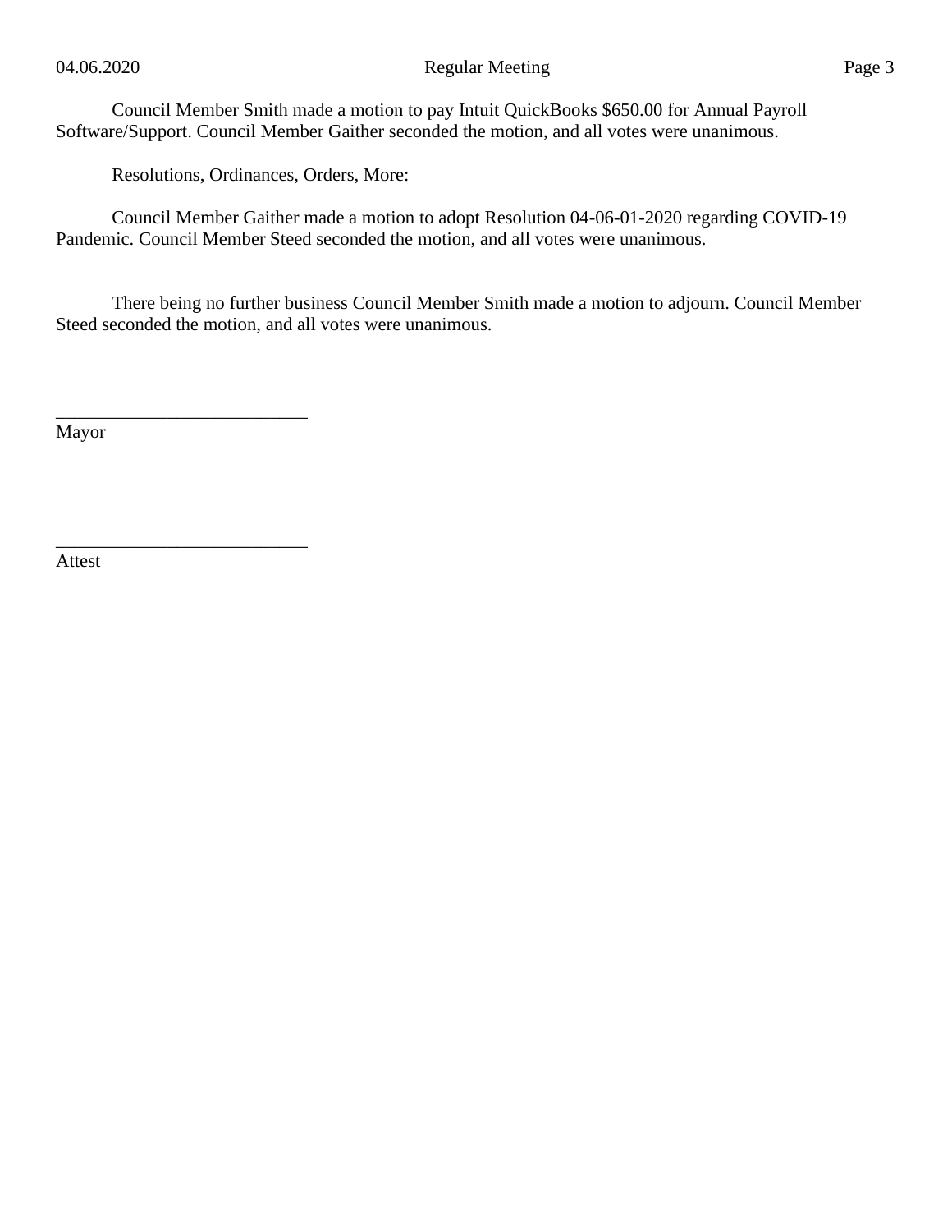Council Member Smith made a motion to pay Intuit QuickBooks $650.00 for Annual Payroll Software/Support. Council Member Gaither seconded the motion, and all votes were unanimous.

Resolutions, Ordinances, Orders, More:

Council Member Gaither made a motion to adopt Resolution 04-06-01-2020 regarding COVID-19 Pandemic. Council Member Steed seconded the motion, and all votes were unanimous.

There being no further business Council Member Smith made a motion to adjourn. Council Member Steed seconded the motion, and all votes were unanimous.

___________________________

Mayor

___________________________

Attest